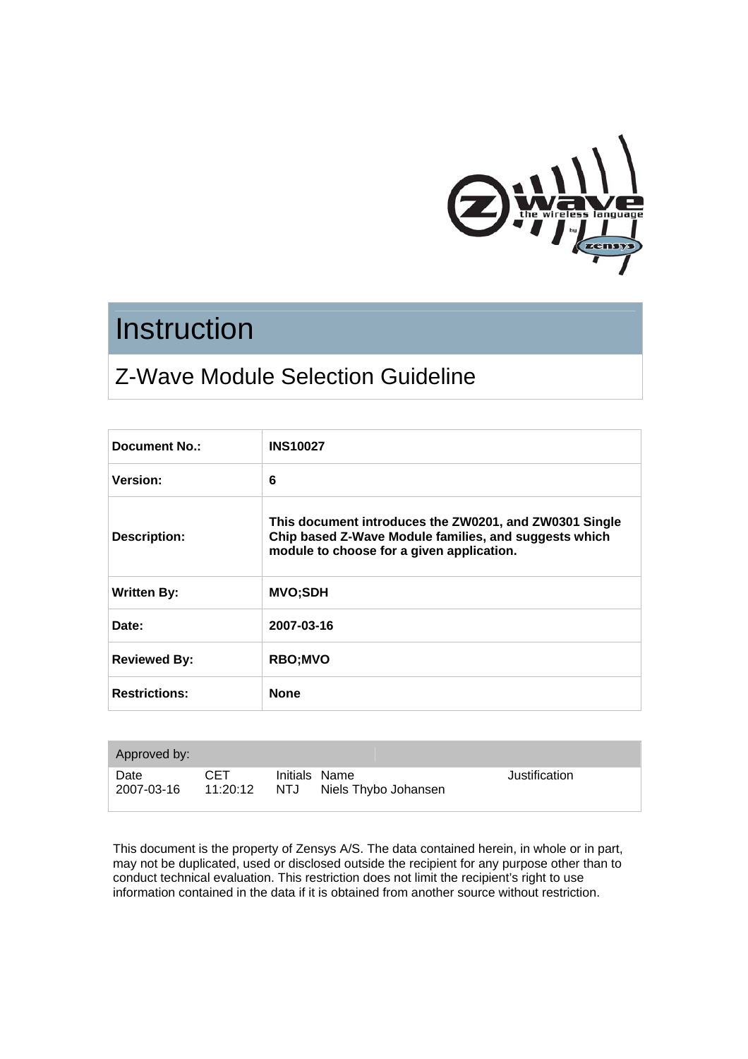# Instruction

## Z-Wave Module Selection Guideline

| | |
|---|---|
| **Document No.:** | **INS10027** |
| **Version:** | **6** |
| **Description:** | **This document introduces the ZW0201, and ZW0301 Single Chip based Z-Wave Module families, and suggests which module to choose for a given application.** |
| **Written By:** | **MVO;SDH** |
| **Date:** | **2007-03-16** |
| **Reviewed By:** | **RBO;MVO** |
| **Restrictions:** | **None** |

| Approved by: | | | | |
|---|---|---|---|---|
| Date | CET | Initials | Name | Justification |
| 2007-03-16 | 11:20:12 | NTJ | Niels Thybo Johansen | |

This document is the property of Zensys A/S. The data contained herein, in whole or in part, may not be duplicated, used or disclosed outside the recipient for any purpose other than to conduct technical evaluation. This restriction does not limit the recipient's right to use information contained in the data if it is obtained from another source without restriction.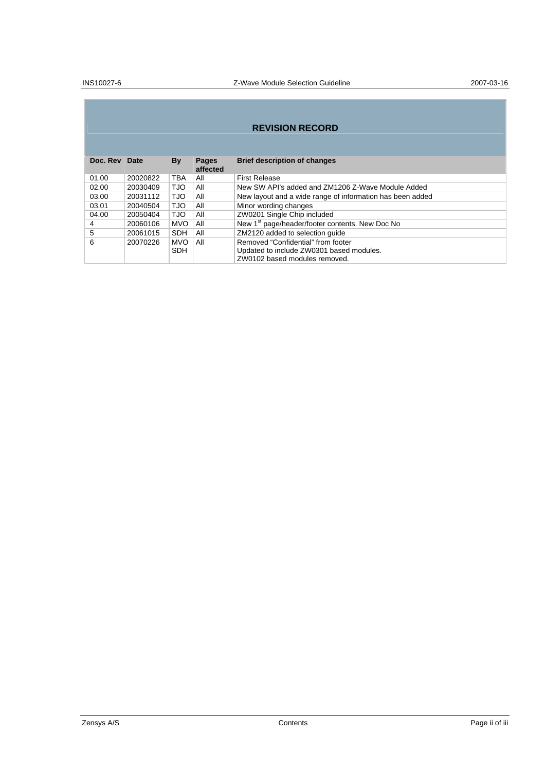## REVISION RECORD

| Doc. Rev | Date | By | Pages affected | Brief description of changes |
|---|---|---|---|---|
| 01.00 | 20020822 | TBA | All | First Release |
| 02.00 | 20030409 | TJO | All | New SW API's added and ZM1206 Z-Wave Module Added |
| 03.00 | 20031112 | TJO | All | New layout and a wide range of information has been added |
| 03.01 | 20040504 | TJO | All | Minor wording changes |
| 04.00 | 20050404 | TJO | All | ZW0201 Single Chip included |
| 4 | 20060106 | MVO | All | New 1st page/header/footer contents. New Doc No |
| 5 | 20061015 | SDH | All | ZM2120 added to selection guide |
| 6 | 20070226 | MVO SDH | All | Removed "Confidential" from footer<br>Updated to include ZW0301 based modules.<br>ZW0102 based modules removed. |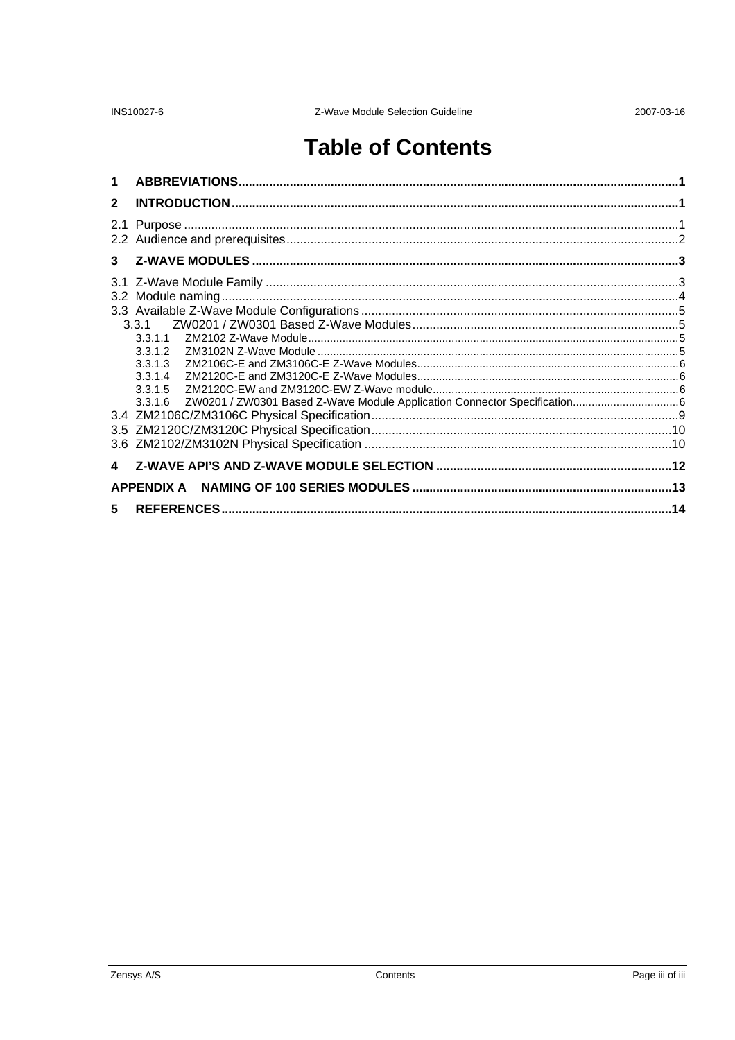# Table of Contents

**1 ABBREVIATIONS ..... 1**

**2 INTRODUCTION ..... 1**

2.1 Purpose ..... 1
2.2 Audience and prerequisites ..... 2

**3 Z-WAVE MODULES ..... 3**

3.1 Z-Wave Module Family ..... 3
3.2 Module naming ..... 4
3.3 Available Z-Wave Module Configurations ..... 5
 3.3.1 ZW0201 / ZW0301 Based Z-Wave Modules ..... 5
  3.3.1.1 ZM2102 Z-Wave Module ..... 5
  3.3.1.2 ZM3102N Z-Wave Module ..... 5
  3.3.1.3 ZM2106C-E and ZM3106C-E Z-Wave Modules ..... 6
  3.3.1.4 ZM2120C-E and ZM3120C-E Z-Wave Modules ..... 6
  3.3.1.5 ZM2120C-EW and ZM3120C-EW Z-Wave module ..... 6
  3.3.1.6 ZW0201 / ZW0301 Based Z-Wave Module Application Connector Specification ..... 6
3.4 ZM2106C/ZM3106C Physical Specification ..... 9
3.5 ZM2120C/ZM3120C Physical Specification ..... 10
3.6 ZM2102/ZM3102N Physical Specification ..... 10

**4 Z-WAVE API'S AND Z-WAVE MODULE SELECTION ..... 12**

**APPENDIX A NAMING OF 100 SERIES MODULES ..... 13**

**5 REFERENCES ..... 14**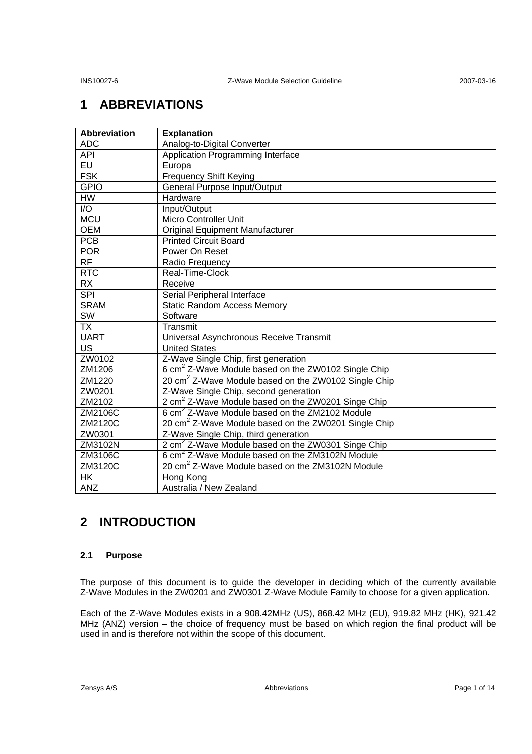# 1 ABBREVIATIONS

| Abbreviation | Explanation |
| --- | --- |
| ADC | Analog-to-Digital Converter |
| API | Application Programming Interface |
| EU | Europa |
| FSK | Frequency Shift Keying |
| GPIO | General Purpose Input/Output |
| HW | Hardware |
| I/O | Input/Output |
| MCU | Micro Controller Unit |
| OEM | Original Equipment Manufacturer |
| PCB | Printed Circuit Board |
| POR | Power On Reset |
| RF | Radio Frequency |
| RTC | Real-Time-Clock |
| RX | Receive |
| SPI | Serial Peripheral Interface |
| SRAM | Static Random Access Memory |
| SW | Software |
| TX | Transmit |
| UART | Universal Asynchronous Receive Transmit |
| US | United States |
| ZW0102 | Z-Wave Single Chip, first generation |
| ZM1206 | 6 $cm^2$ Z-Wave Module based on the ZW0102 Single Chip |
| ZM1220 | 20 $cm^2$ Z-Wave Module based on the ZW0102 Single Chip |
| ZW0201 | Z-Wave Single Chip, second generation |
| ZM2102 | 2 $cm^2$ Z-Wave Module based on the ZW0201 Singe Chip |
| ZM2106C | 6 $cm^2$ Z-Wave Module based on the ZM2102 Module |
| ZM2120C | 20 $cm^2$ Z-Wave Module based on the ZW0201 Single Chip |
| ZW0301 | Z-Wave Single Chip, third generation |
| ZM3102N | 2 $cm^2$ Z-Wave Module based on the ZW0301 Singe Chip |
| ZM3106C | 6 $cm^2$ Z-Wave Module based on the ZM3102N Module |
| ZM3120C | 20 $cm^2$ Z-Wave Module based on the ZM3102N Module |
| HK | Hong Kong |
| ANZ | Australia / New Zealand |

# 2 INTRODUCTION

## 2.1 Purpose

The purpose of this document is to guide the developer in deciding which of the currently available Z-Wave Modules in the ZW0201 and ZW0301 Z-Wave Module Family to choose for a given application.

Each of the Z-Wave Modules exists in a 908.42MHz (US), 868.42 MHz (EU), 919.82 MHz (HK), 921.42 MHz (ANZ) version – the choice of frequency must be based on which region the final product will be used in and is therefore not within the scope of this document.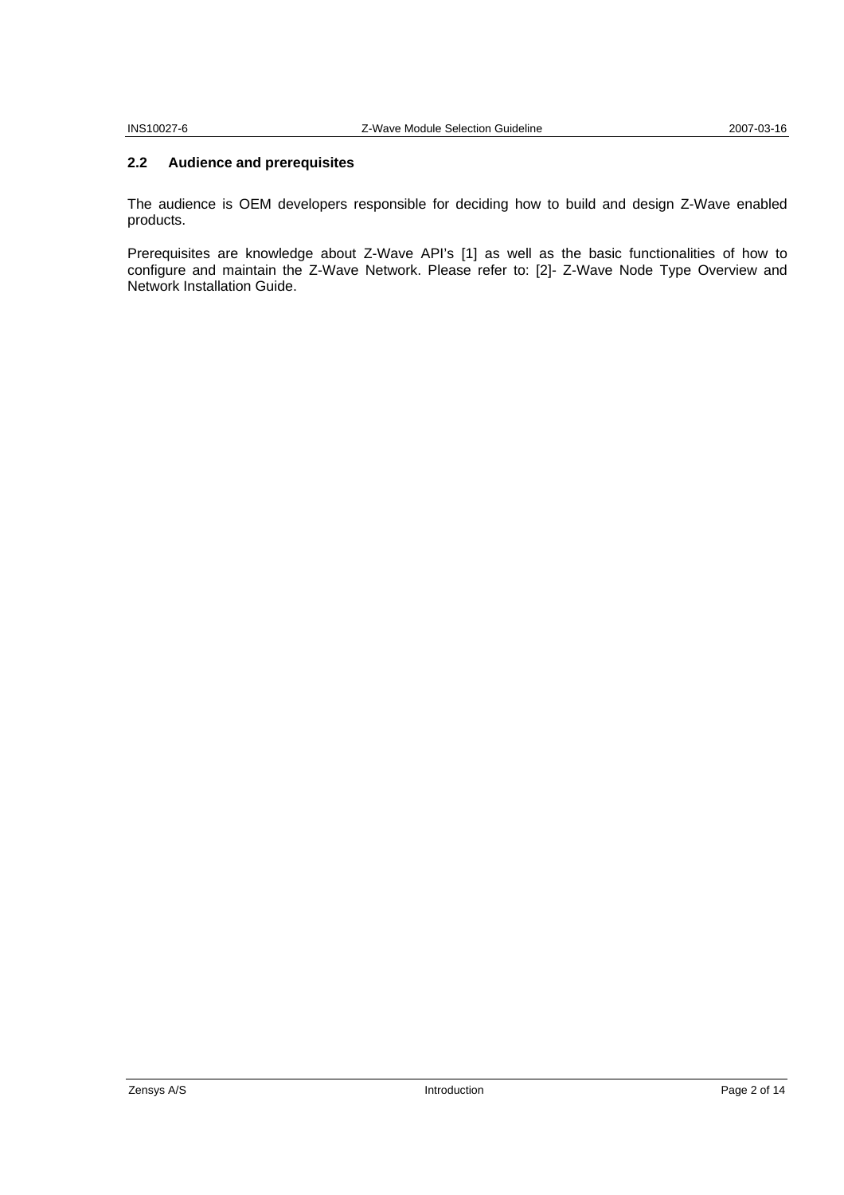### 2.2 Audience and prerequisites

The audience is OEM developers responsible for deciding how to build and design Z-Wave enabled products.

Prerequisites are knowledge about Z-Wave API's [1] as well as the basic functionalities of how to configure and maintain the Z-Wave Network. Please refer to: [2]- Z-Wave Node Type Overview and Network Installation Guide.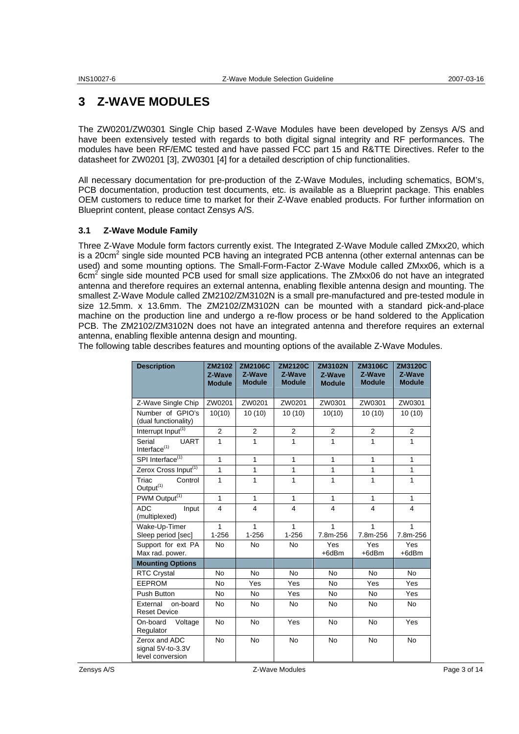# 3 Z-WAVE MODULES

The ZW0201/ZW0301 Single Chip based Z-Wave Modules have been developed by Zensys A/S and have been extensively tested with regards to both digital signal integrity and RF performances. The modules have been RF/EMC tested and have passed FCC part 15 and R&TTE Directives. Refer to the datasheet for ZW0201 [3], ZW0301 [4] for a detailed description of chip functionalities.

All necessary documentation for pre-production of the Z-Wave Modules, including schematics, BOM's, PCB documentation, production test documents, etc. is available as a Blueprint package. This enables OEM customers to reduce time to market for their Z-Wave enabled products. For further information on Blueprint content, please contact Zensys A/S.

## 3.1 Z-Wave Module Family

Three Z-Wave Module form factors currently exist. The Integrated Z-Wave Module called ZMxx20, which is a 20cm$^2$ single side mounted PCB having an integrated PCB antenna (other external antennas can be used) and some mounting options. The Small-Form-Factor Z-Wave Module called ZMxx06, which is a 6cm$^2$ single side mounted PCB used for small size applications. The ZMxx06 do not have an integrated antenna and therefore requires an external antenna, enabling flexible antenna design and mounting. The smallest Z-Wave Module called ZM2102/ZM3102N is a small pre-manufactured and pre-tested module in size 12.5mm. x 13.6mm. The ZM2102/ZM3102N can be mounted with a standard pick-and-place machine on the production line and undergo a re-flow process or be hand soldered to the Application PCB. The ZM2102/ZM3102N does not have an integrated antenna and therefore requires an external antenna, enabling flexible antenna design and mounting.

The following table describes features and mounting options of the available Z-Wave Modules.

| Description | ZM2102 Z-Wave Module | ZM2106C Z-Wave Module | ZM2120C Z-Wave Module | ZM3102N Z-Wave Module | ZM3106C Z-Wave Module | ZM3120C Z-Wave Module |
|---|---|---|---|---|---|---|
| Z-Wave Single Chip | ZW0201 | ZW0201 | ZW0201 | ZW0301 | ZW0301 | ZW0301 |
| Number of GPIO's (dual functionality) | 10(10) | 10 (10) | 10 (10) | 10(10) | 10 (10) | 10 (10) |
| Interrupt Input(1) | 2 | 2 | 2 | 2 | 2 | 2 |
| Serial UART Interface(1) | 1 | 1 | 1 | 1 | 1 | 1 |
| SPI Interface(1) | 1 | 1 | 1 | 1 | 1 | 1 |
| Zerox Cross Input(1) | 1 | 1 | 1 | 1 | 1 | 1 |
| Triac Control Output(1) | 1 | 1 | 1 | 1 | 1 | 1 |
| PWM Output(1) | 1 | 1 | 1 | 1 | 1 | 1 |
| ADC Input (multiplexed) | 4 | 4 | 4 | 4 | 4 | 4 |
| Wake-Up-Timer Sleep period [sec] | 1 1-256 | 1 1-256 | 1 1-256 | 1 7.8m-256 | 1 7.8m-256 | 1 7.8m-256 |
| Support for ext PA Max rad. power. | No | No | No | Yes +6dBm | Yes +6dBm | Yes +6dBm |
| **Mounting Options** | | | | | | |
| RTC Crystal | No | No | No | No | No | No |
| EEPROM | No | Yes | Yes | No | Yes | Yes |
| Push Button | No | No | Yes | No | No | Yes |
| External on-board Reset Device | No | No | No | No | No | No |
| On-board Voltage Regulator | No | No | Yes | No | No | Yes |
| Zerox and ADC signal 5V-to-3.3V level conversion | No | No | No | No | No | No |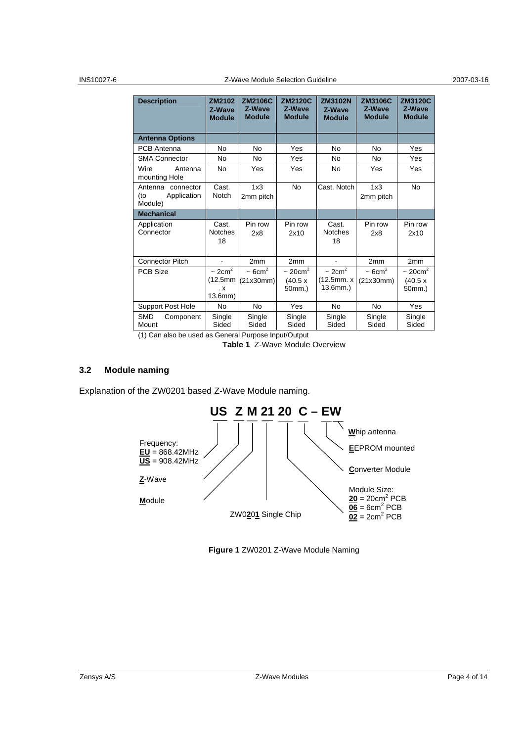| Description | ZM2102 Z-Wave Module | ZM2106C Z-Wave Module | ZM2120C Z-Wave Module | ZM3102N Z-Wave Module | ZM3106C Z-Wave Module | ZM3120C Z-Wave Module |
|---|---|---|---|---|---|---|
| **Antenna Options** | | | | | | |
| PCB Antenna | No | No | Yes | No | No | Yes |
| SMA Connector | No | No | Yes | No | No | Yes |
| Wire Antenna mounting Hole | No | Yes | Yes | No | Yes | Yes |
| Antenna connector (to Application Module) | Cast. Notch | 1x3 2mm pitch | No | Cast. Notch | 1x3 2mm pitch | No |
| **Mechanical** | | | | | | |
| Application Connector | Cast. Notches 18 | Pin row 2x8 | Pin row 2x10 | Cast. Notches 18 | Pin row 2x8 | Pin row 2x10 |
| Connector Pitch | - | 2mm | 2mm | - | 2mm | 2mm |
| PCB Size | ~ $2cm^2$ (12.5mm . x 13.6mm) | ~ $6cm^2$ (21x30mm) | ~ $20cm^2$ (40.5 x 50mm.) | ~ $2cm^2$ (12.5mm. x 13.6mm.) | ~ $6cm^2$ (21x30mm) | ~ $20cm^2$ (40.5 x 50mm.) |
| Support Post Hole | No | No | Yes | No | No | Yes |
| SMD Component Mount | Single Sided | Single Sided | Single Sided | Single Sided | Single Sided | Single Sided |

(1) Can also be used as General Purpose Input/Output

**Table 1** Z-Wave Module Overview

### 3.2 Module naming

Explanation of the ZW0201 based Z-Wave Module naming.

**US Z M 21 20 C – EW**

- Frequency: **EU** = 868.42MHz, **US** = 908.42MHz
- **Z**-Wave
- **M**odule
- ZW0**2**0**1** Single Chip
- Module Size: **20** = $20cm^2$ PCB, **06** = $6cm^2$ PCB, **02** = $2cm^2$ PCB
- **C**onverter Module
- **E**EPROM mounted
- **W**hip antenna

**Figure 1** ZW0201 Z-Wave Module Naming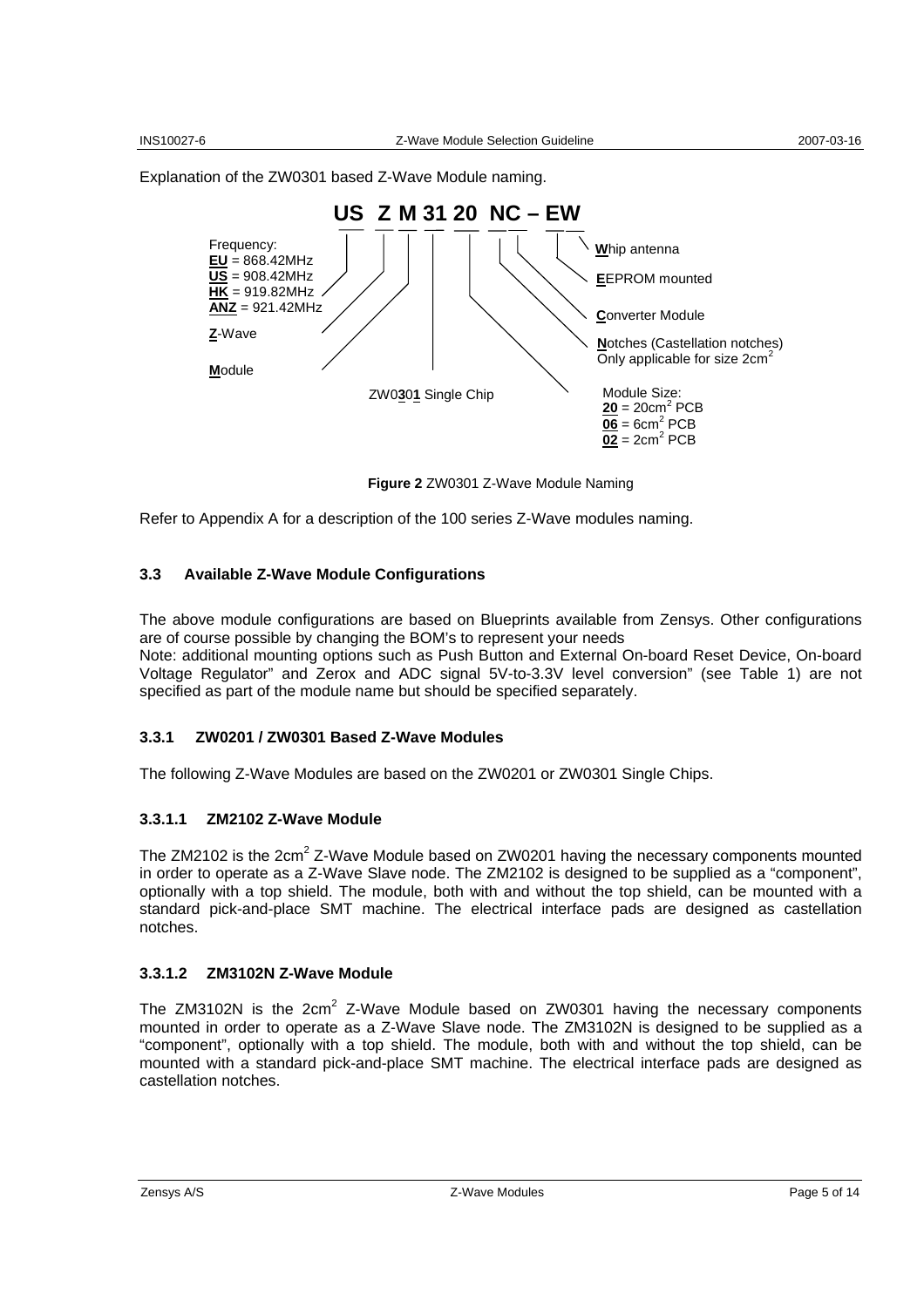Explanation of the ZW0301 based Z-Wave Module naming.

**US Z M 31 20 NC – EW**

Frequency:
**EU** = 868.42MHz
**US** = 908.42MHz
**HK** = 919.82MHz
**ANZ** = 921.42MHz

**Z**-Wave

**M**odule

ZW0**3**0**1** Single Chip

Module Size:
**20** = 20cm$^2$ PCB
**06** = 6cm$^2$ PCB
**02** = 2cm$^2$ PCB

**N**otches (Castellation notches)
Only applicable for size 2cm$^2$

**C**onverter Module

**E**EPROM mounted

**W**hip antenna

**Figure 2** ZW0301 Z-Wave Module Naming

Refer to Appendix A for a description of the 100 series Z-Wave modules naming.

### 3.3 Available Z-Wave Module Configurations

The above module configurations are based on Blueprints available from Zensys. Other configurations are of course possible by changing the BOM's to represent your needs
Note: additional mounting options such as Push Button and External On-board Reset Device, On-board Voltage Regulator" and Zerox and ADC signal 5V-to-3.3V level conversion" (see Table 1) are not specified as part of the module name but should be specified separately.

#### 3.3.1 ZW0201 / ZW0301 Based Z-Wave Modules

The following Z-Wave Modules are based on the ZW0201 or ZW0301 Single Chips.

##### 3.3.1.1 ZM2102 Z-Wave Module

The ZM2102 is the 2cm$^2$ Z-Wave Module based on ZW0201 having the necessary components mounted in order to operate as a Z-Wave Slave node. The ZM2102 is designed to be supplied as a "component", optionally with a top shield. The module, both with and without the top shield, can be mounted with a standard pick-and-place SMT machine. The electrical interface pads are designed as castellation notches.

##### 3.3.1.2 ZM3102N Z-Wave Module

The ZM3102N is the 2cm$^2$ Z-Wave Module based on ZW0301 having the necessary components mounted in order to operate as a Z-Wave Slave node. The ZM3102N is designed to be supplied as a "component", optionally with a top shield. The module, both with and without the top shield, can be mounted with a standard pick-and-place SMT machine. The electrical interface pads are designed as castellation notches.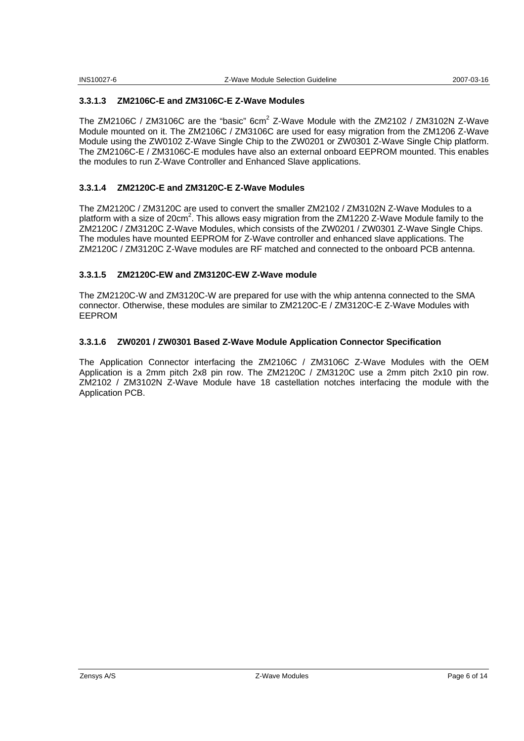#### 3.3.1.3 ZM2106C-E and ZM3106C-E Z-Wave Modules

The ZM2106C / ZM3106C are the "basic" 6cm$^2$ Z-Wave Module with the ZM2102 / ZM3102N Z-Wave Module mounted on it. The ZM2106C / ZM3106C are used for easy migration from the ZM1206 Z-Wave Module using the ZW0102 Z-Wave Single Chip to the ZW0201 or ZW0301 Z-Wave Single Chip platform. The ZM2106C-E / ZM3106C-E modules have also an external onboard EEPROM mounted. This enables the modules to run Z-Wave Controller and Enhanced Slave applications.

#### 3.3.1.4 ZM2120C-E and ZM3120C-E Z-Wave Modules

The ZM2120C / ZM3120C are used to convert the smaller ZM2102 / ZM3102N Z-Wave Modules to a platform with a size of 20cm$^2$. This allows easy migration from the ZM1220 Z-Wave Module family to the ZM2120C / ZM3120C Z-Wave Modules, which consists of the ZW0201 / ZW0301 Z-Wave Single Chips. The modules have mounted EEPROM for Z-Wave controller and enhanced slave applications. The ZM2120C / ZM3120C Z-Wave modules are RF matched and connected to the onboard PCB antenna.

#### 3.3.1.5 ZM2120C-EW and ZM3120C-EW Z-Wave module

The ZM2120C-W and ZM3120C-W are prepared for use with the whip antenna connected to the SMA connector. Otherwise, these modules are similar to ZM2120C-E / ZM3120C-E Z-Wave Modules with EEPROM

#### 3.3.1.6 ZW0201 / ZW0301 Based Z-Wave Module Application Connector Specification

The Application Connector interfacing the ZM2106C / ZM3106C Z-Wave Modules with the OEM Application is a 2mm pitch 2x8 pin row. The ZM2120C / ZM3120C use a 2mm pitch 2x10 pin row. ZM2102 / ZM3102N Z-Wave Module have 18 castellation notches interfacing the module with the Application PCB.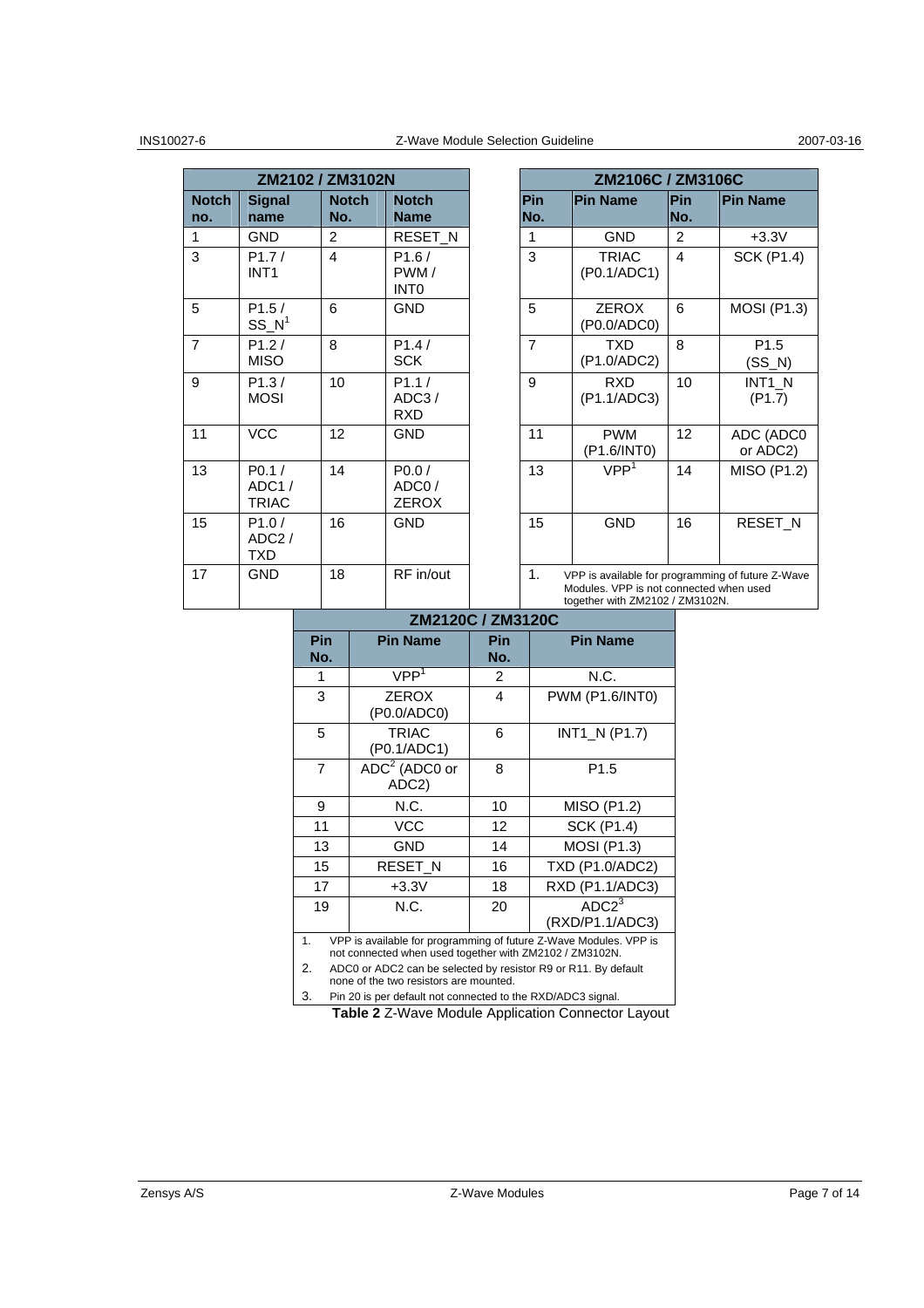| ZM2102 / ZM3102N | | | |
|---|---|---|---|
| Notch no. | Signal name | Notch No. | Notch Name |
| 1 | GND | 2 | RESET_N |
| 3 | P1.7 / INT1 | 4 | P1.6 / PWM / INT0 |
| 5 | P1.5 / SS_N[1] | 6 | GND |
| 7 | P1.2 / MISO | 8 | P1.4 / SCK |
| 9 | P1.3 / MOSI | 10 | P1.1 / ADC3 / RXD |
| 11 | VCC | 12 | GND |
| 13 | P0.1 / ADC1 / TRIAC | 14 | P0.0 / ADC0 / ZEROX |
| 15 | P1.0 / ADC2 / TXD | 16 | GND |
| 17 | GND | 18 | RF in/out |

| ZM2106C / ZM3106C | | | |
|---|---|---|---|
| Pin No. | Pin Name | Pin No. | Pin Name |
| 1 | GND | 2 | +3.3V |
| 3 | TRIAC (P0.1/ADC1) | 4 | SCK (P1.4) |
| 5 | ZEROX (P0.0/ADC0) | 6 | MOSI (P1.3) |
| 7 | TXD (P1.0/ADC2) | 8 | P1.5 (SS_N) |
| 9 | RXD (P1.1/ADC3) | 10 | INT1_N (P1.7) |
| 11 | PWM (P1.6/INT0) | 12 | ADC (ADC0 or ADC2) |
| 13 | VPP[1] | 14 | MISO (P1.2) |
| 15 | GND | 16 | RESET_N |

1. VPP is available for programming of future Z-Wave Modules. VPP is not connected when used together with ZM2102 / ZM3102N.

| ZM2120C / ZM3120C | | | |
|---|---|---|---|
| Pin No. | Pin Name | Pin No. | Pin Name |
| 1 | VPP[1] | 2 | N.C. |
| 3 | ZEROX (P0.0/ADC0) | 4 | PWM (P1.6/INT0) |
| 5 | TRIAC (P0.1/ADC1) | 6 | INT1_N (P1.7) |
| 7 | ADC[2] (ADC0 or ADC2) | 8 | P1.5 |
| 9 | N.C. | 10 | MISO (P1.2) |
| 11 | VCC | 12 | SCK (P1.4) |
| 13 | GND | 14 | MOSI (P1.3) |
| 15 | RESET_N | 16 | TXD (P1.0/ADC2) |
| 17 | +3.3V | 18 | RXD (P1.1/ADC3) |
| 19 | N.C. | 20 | ADC2[3] (RXD/P1.1/ADC3) |

1. VPP is available for programming of future Z-Wave Modules. VPP is not connected when used together with ZM2102 / ZM3102N.
2. ADC0 or ADC2 can be selected by resistor R9 or R11. By default none of the two resistors are mounted.
3. Pin 20 is per default not connected to the RXD/ADC3 signal.

**Table 2** Z-Wave Module Application Connector Layout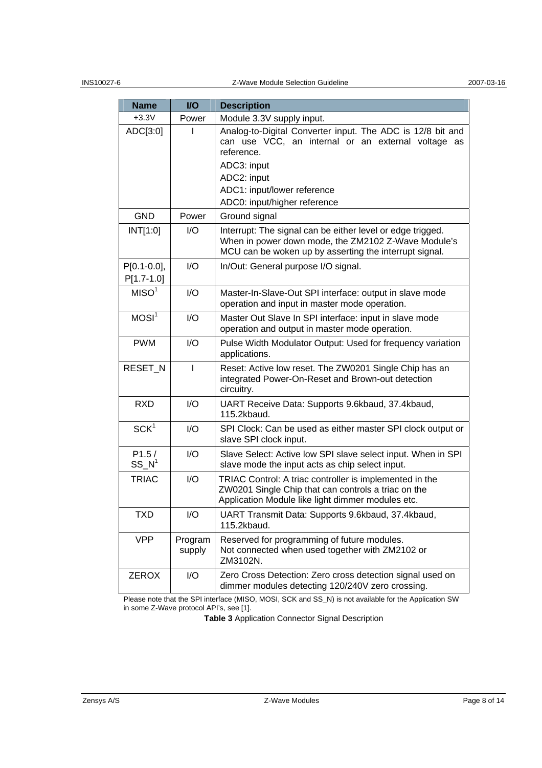| Name | I/O | Description |
|---|---|---|
| +3.3V | Power | Module 3.3V supply input. |
| ADC[3:0] | I | Analog-to-Digital Converter input. The ADC is 12/8 bit and can use VCC, an internal or an external voltage as reference.<br>ADC3: input<br>ADC2: input<br>ADC1: input/lower reference<br>ADC0: input/higher reference |
| GND | Power | Ground signal |
| INT[1:0] | I/O | Interrupt: The signal can be either level or edge trigged. When in power down mode, the ZM2102 Z-Wave Module's MCU can be woken up by asserting the interrupt signal. |
| P[0.1-0.0], P[1.7-1.0] | I/O | In/Out: General purpose I/O signal. |
| MISO[1] | I/O | Master-In-Slave-Out SPI interface: output in slave mode operation and input in master mode operation. |
| MOSI[1] | I/O | Master Out Slave In SPI interface: input in slave mode operation and output in master mode operation. |
| PWM | I/O | Pulse Width Modulator Output: Used for frequency variation applications. |
| RESET_N | I | Reset: Active low reset. The ZW0201 Single Chip has an integrated Power-On-Reset and Brown-out detection circuitry. |
| RXD | I/O | UART Receive Data: Supports 9.6kbaud, 37.4kbaud, 115.2kbaud. |
| SCK[1] | I/O | SPI Clock: Can be used as either master SPI clock output or slave SPI clock input. |
| P1.5 / SS_N[1] | I/O | Slave Select: Active low SPI slave select input. When in SPI slave mode the input acts as chip select input. |
| TRIAC | I/O | TRIAC Control: A triac controller is implemented in the ZW0201 Single Chip that can controls a triac on the Application Module like light dimmer modules etc. |
| TXD | I/O | UART Transmit Data: Supports 9.6kbaud, 37.4kbaud, 115.2kbaud. |
| VPP | Program supply | Reserved for programming of future modules.<br>Not connected when used together with ZM2102 or ZM3102N. |
| ZEROX | I/O | Zero Cross Detection: Zero cross detection signal used on dimmer modules detecting 120/240V zero crossing. |

Please note that the SPI interface (MISO, MOSI, SCK and SS_N) is not available for the Application SW in some Z-Wave protocol API's, see [1].

**Table 3** Application Connector Signal Description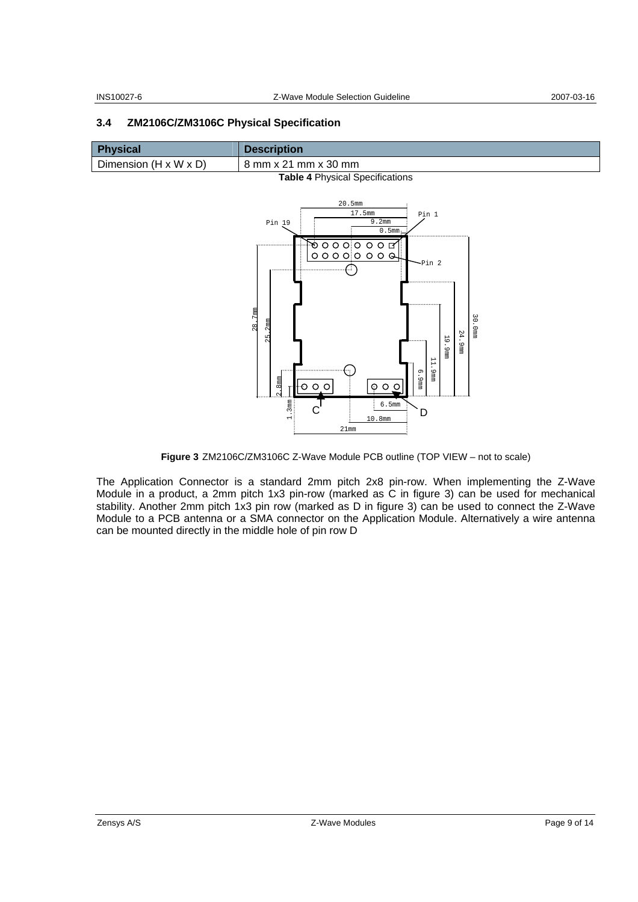## 3.4 ZM2106C/ZM3106C Physical Specification

| Physical | Description |
| --- | --- |
| Dimension (H x W x D) | 8 mm x 21 mm x 30 mm |

**Table 4** Physical Specifications

**Figure 3** ZM2106C/ZM3106C Z-Wave Module PCB outline (TOP VIEW – not to scale)

The Application Connector is a standard 2mm pitch 2x8 pin-row. When implementing the Z-Wave Module in a product, a 2mm pitch 1x3 pin-row (marked as C in figure 3) can be used for mechanical stability. Another 2mm pitch 1x3 pin row (marked as D in figure 3) can be used to connect the Z-Wave Module to a PCB antenna or a SMA connector on the Application Module. Alternatively a wire antenna can be mounted directly in the middle hole of pin row D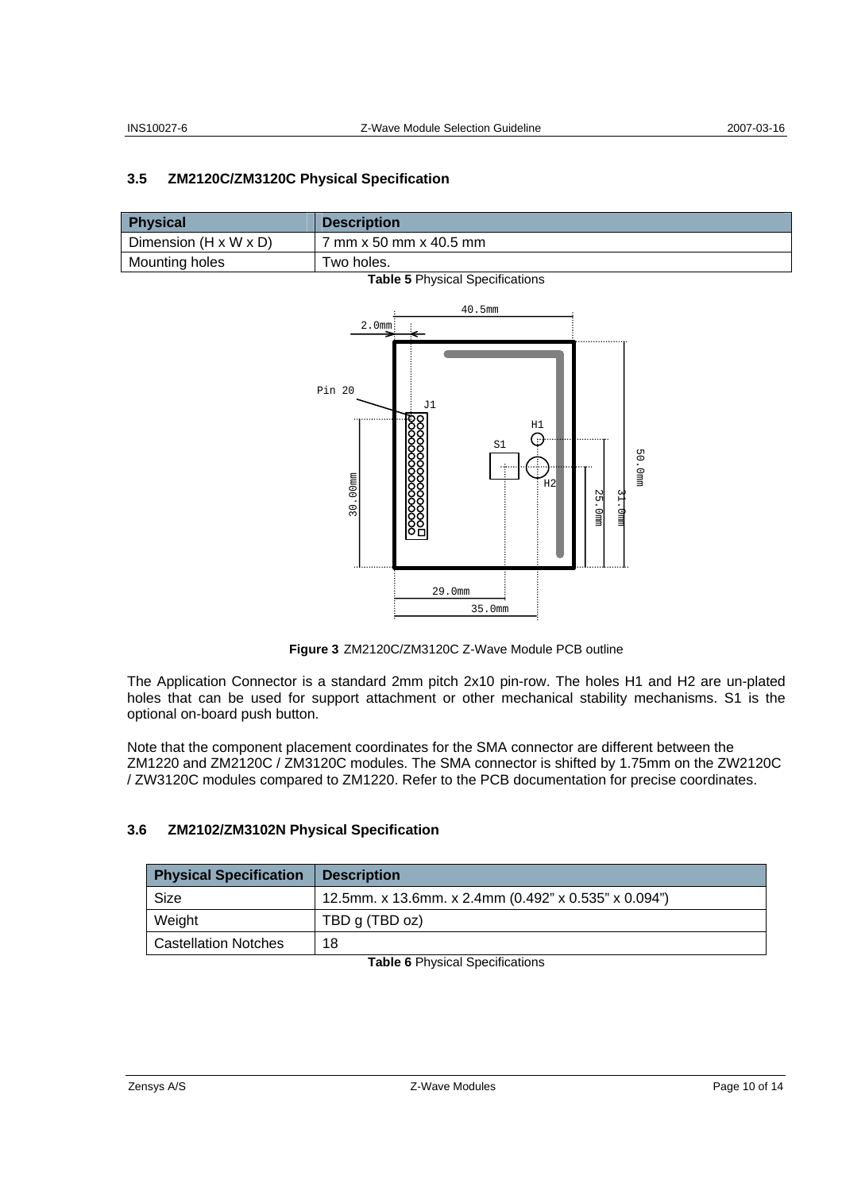## 3.5 ZM2120C/ZM3120C Physical Specification

| Physical | Description |
|---|---|
| Dimension (H x W x D) | 7 mm x 50 mm x 40.5 mm |
| Mounting holes | Two holes. |

**Table 5** Physical Specifications

**Figure 3** ZM2120C/ZM3120C Z-Wave Module PCB outline

The Application Connector is a standard 2mm pitch 2x10 pin-row. The holes H1 and H2 are un-plated holes that can be used for support attachment or other mechanical stability mechanisms. S1 is the optional on-board push button.

Note that the component placement coordinates for the SMA connector are different between the ZM1220 and ZM2120C / ZM3120C modules. The SMA connector is shifted by 1.75mm on the ZW2120C / ZW3120C modules compared to ZM1220. Refer to the PCB documentation for precise coordinates.

## 3.6 ZM2102/ZM3102N Physical Specification

| Physical Specification | Description |
|---|---|
| Size | 12.5mm. x 13.6mm. x 2.4mm (0.492" x 0.535" x 0.094") |
| Weight | TBD g (TBD oz) |
| Castellation Notches | 18 |

**Table 6** Physical Specifications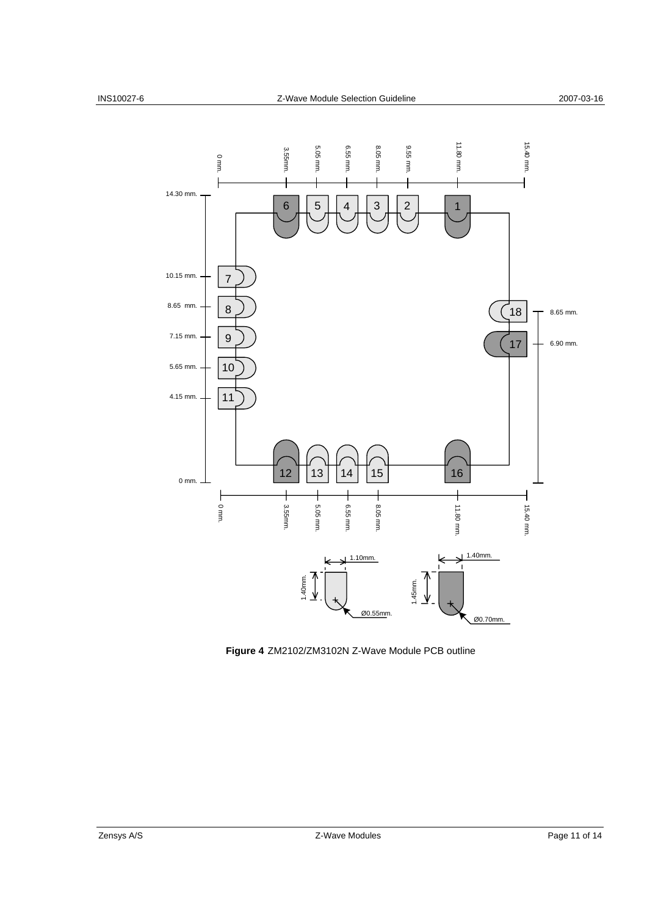**Figure 4** ZM2102/ZM3102N Z-Wave Module PCB outline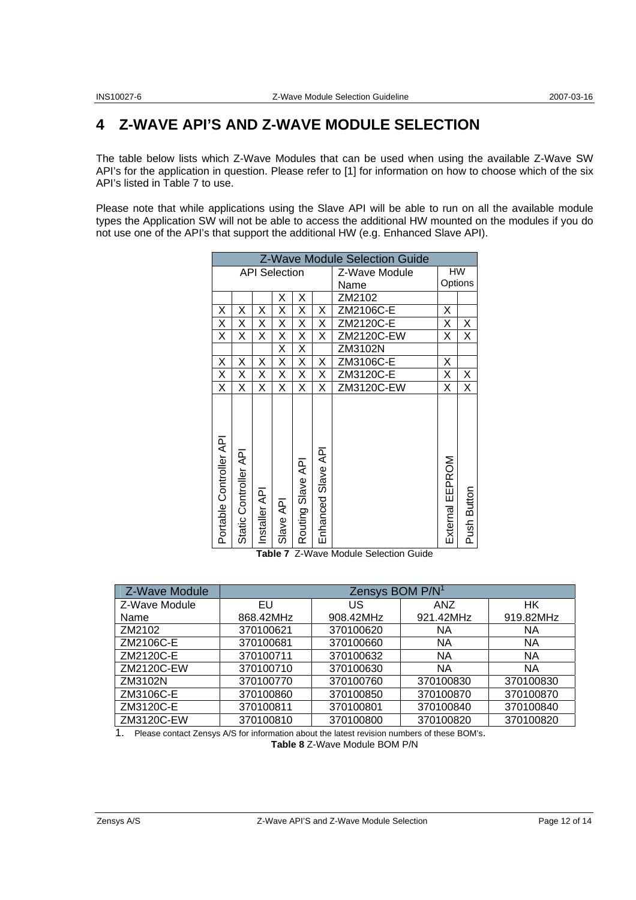# 4 Z-WAVE API'S AND Z-WAVE MODULE SELECTION

The table below lists which Z-Wave Modules that can be used when using the available Z-Wave SW API's for the application in question. Please refer to [1] for information on how to choose which of the six API's listed in Table 7 to use.

Please note that while applications using the Slave API will be able to run on all the available module types the Application SW will not be able to access the additional HW mounted on the modules if you do not use one of the API's that support the additional HW (e.g. Enhanced Slave API).

| Z-Wave Module Selection Guide | | | | | | | | |
|---|---|---|---|---|---|---|---|---|
| API Selection | | | | | | Z-Wave Module Name | HW Options | |
| Portable Controller API | Static Controller API | Installer API | Slave API | Routing Slave API | Enhanced Slave API | | External EEPROM | Push Button |
| | | | X | X | | ZM2102 | | |
| X | X | X | X | X | X | ZM2106C-E | X | |
| X | X | X | X | X | X | ZM2120C-E | X | X |
| X | X | X | X | X | X | ZM2120C-EW | X | X |
| | | | X | X | | ZM3102N | | |
| X | X | X | X | X | X | ZM3106C-E | X | |
| X | X | X | X | X | X | ZM3120C-E | X | X |
| X | X | X | X | X | X | ZM3120C-EW | X | X |

**Table 7** Z-Wave Module Selection Guide

| Z-Wave Module | Zensys BOM P/N[1] | | | |
|---|---|---|---|---|
| Z-Wave Module Name | EU 868.42MHz | US 908.42MHz | ANZ 921.42MHz | HK 919.82MHz |
| ZM2102 | 370100621 | 370100620 | NA | NA |
| ZM2106C-E | 370100681 | 370100660 | NA | NA |
| ZM2120C-E | 370100711 | 370100632 | NA | NA |
| ZM2120C-EW | 370100710 | 370100630 | NA | NA |
| ZM3102N | 370100770 | 370100760 | 370100830 | 370100830 |
| ZM3106C-E | 370100860 | 370100850 | 370100870 | 370100870 |
| ZM3120C-E | 370100811 | 370100801 | 370100840 | 370100840 |
| ZM3120C-EW | 370100810 | 370100800 | 370100820 | 370100820 |

1. Please contact Zensys A/S for information about the latest revision numbers of these BOM's.

**Table 8** Z-Wave Module BOM P/N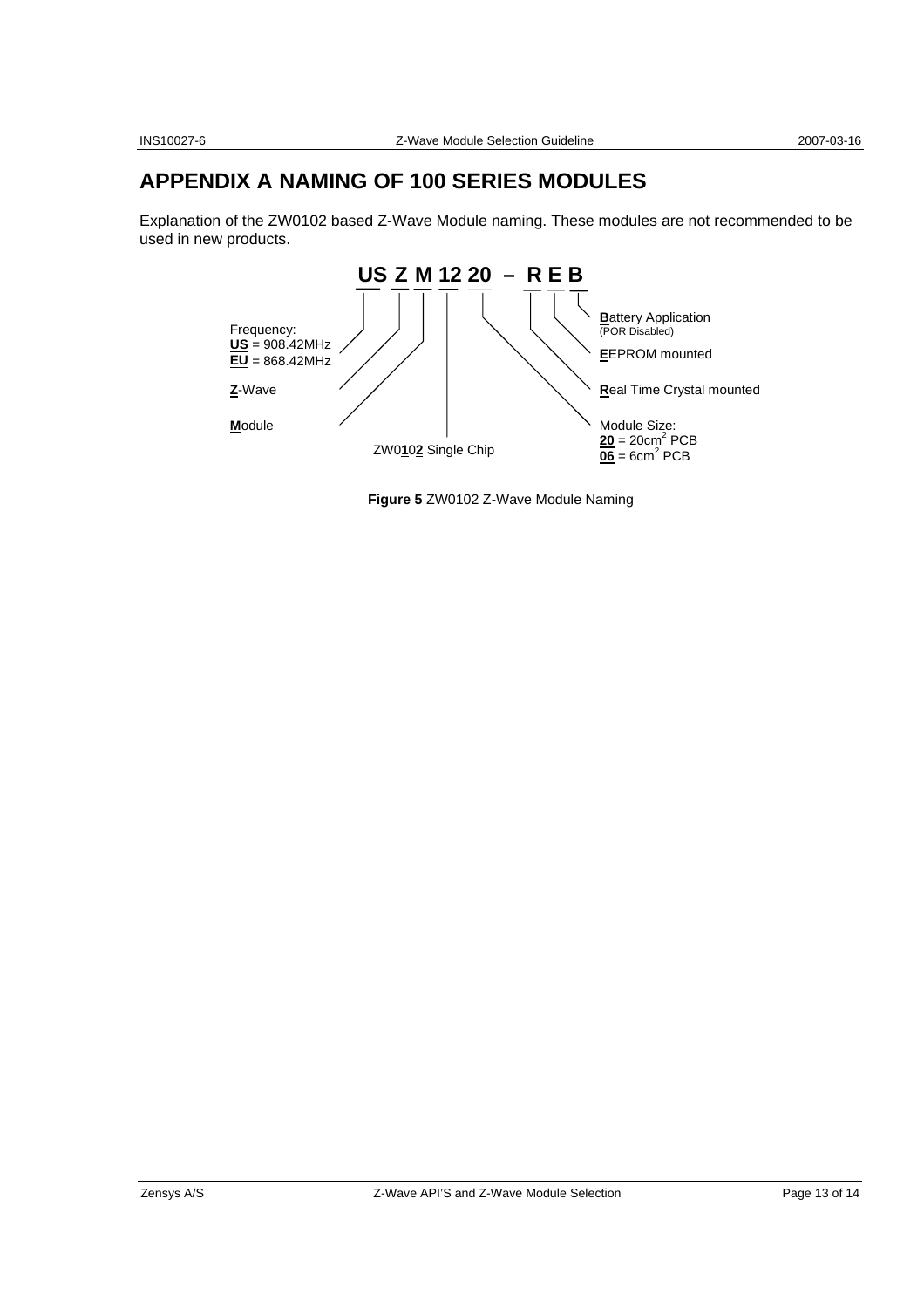# APPENDIX A NAMING OF 100 SERIES MODULES

Explanation of the ZW0102 based Z-Wave Module naming. These modules are not recommended to be used in new products.

**US Z M 12 20 – R E B**

- Frequency: **US** = 908.42MHz, **EU** = 868.42MHz
- **Z**-Wave
- **M**odule
- ZW0**1**0**2** Single Chip
- Module Size: **20** = 20cm$^2$ PCB, **06** = 6cm$^2$ PCB
- **R**eal Time Crystal mounted
- **E**EPROM mounted
- **B**attery Application (POR Disabled)

**Figure 5** ZW0102 Z-Wave Module Naming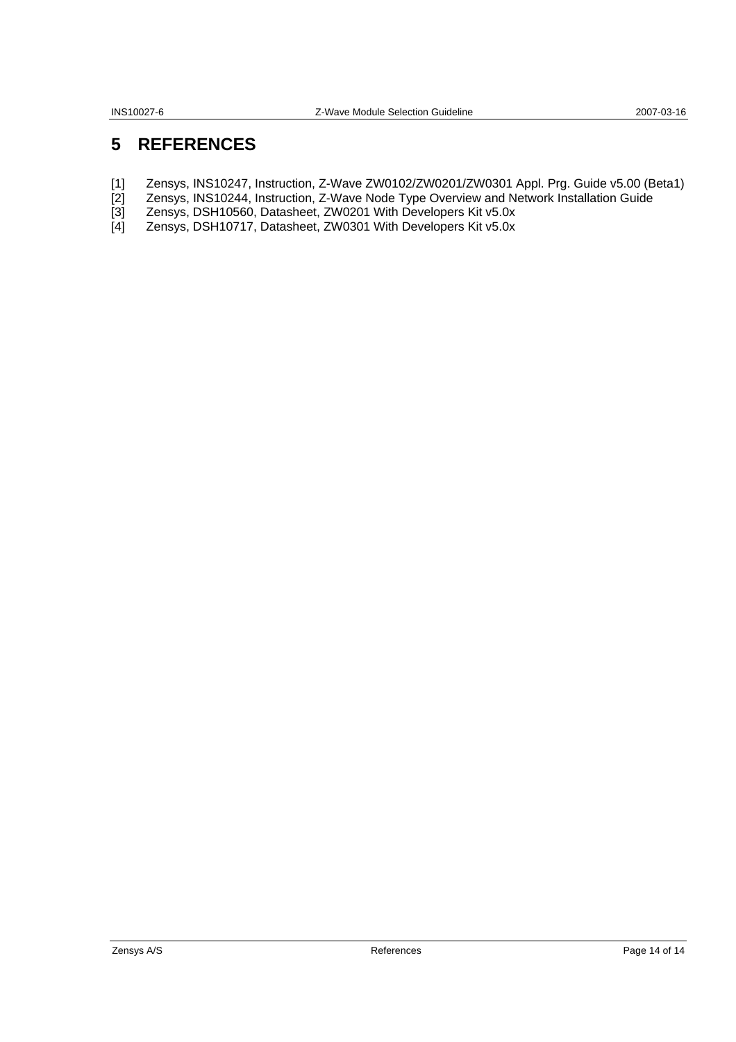# 5 REFERENCES

[1] Zensys, INS10247, Instruction, Z-Wave ZW0102/ZW0201/ZW0301 Appl. Prg. Guide v5.00 (Beta1)
[2] Zensys, INS10244, Instruction, Z-Wave Node Type Overview and Network Installation Guide
[3] Zensys, DSH10560, Datasheet, ZW0201 With Developers Kit v5.0x
[4] Zensys, DSH10717, Datasheet, ZW0301 With Developers Kit v5.0x